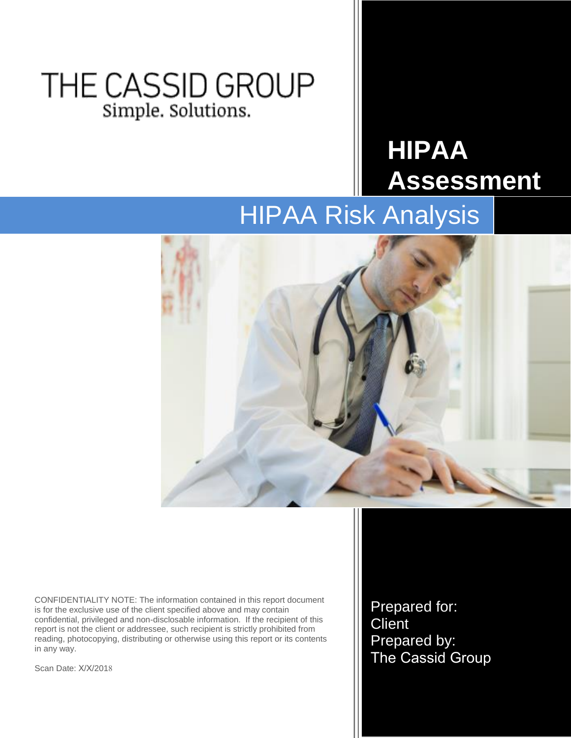THE CASSID GROUP

Simple. Solutions.

# HIPAA Assessment

## HIPAA Risk Analysis

CONFIDENTIALITY NOTE: The information contained in this report document is for the exclusive use of the client specified above and may contain confidential, privileged and non-disclosable information. If the recipient of this report is not the client or addressee, such recipient is strictly prohibited from reading, photocopying, distributing or otherwise using this report or its contents in any way.

Scan Date: X/X/2018

Prepared for:
Client
Prepared by:
The Cassid Group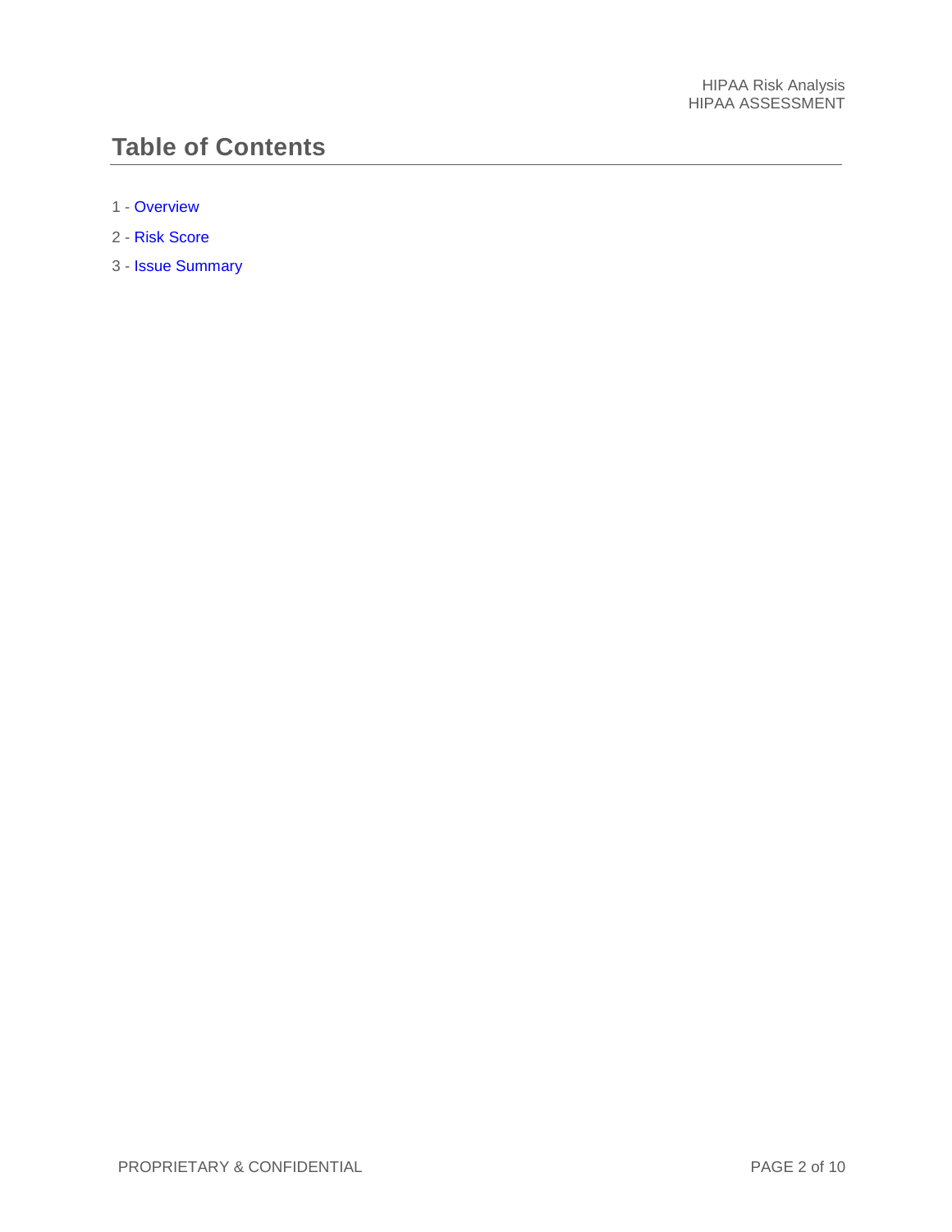# Table of Contents

1 - Overview

2 - Risk Score

3 - Issue Summary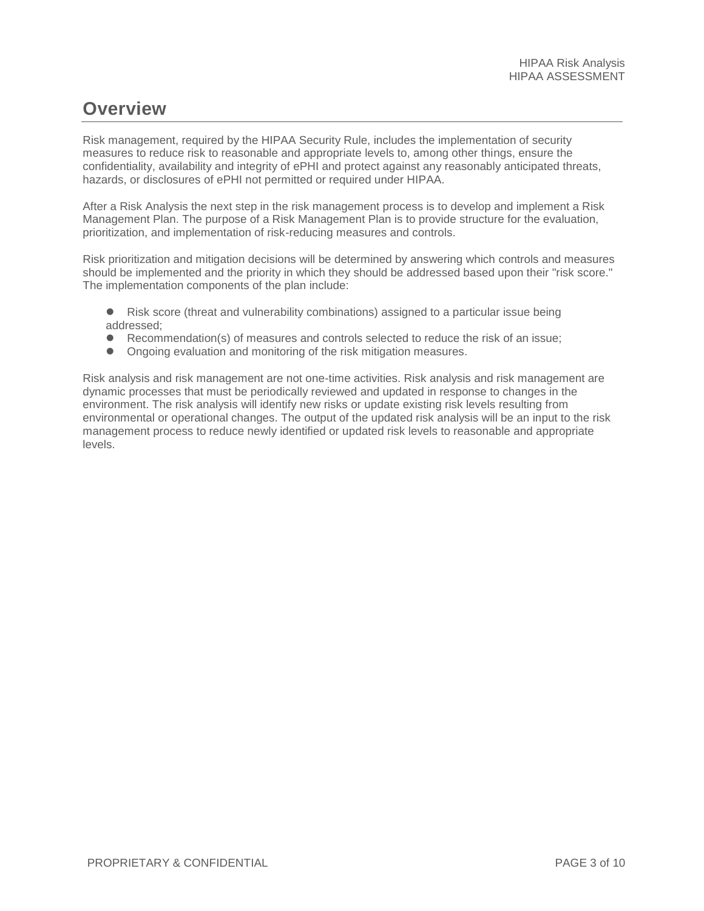# Overview

Risk management, required by the HIPAA Security Rule, includes the implementation of security measures to reduce risk to reasonable and appropriate levels to, among other things, ensure the confidentiality, availability and integrity of ePHI and protect against any reasonably anticipated threats, hazards, or disclosures of ePHI not permitted or required under HIPAA.

After a Risk Analysis the next step in the risk management process is to develop and implement a Risk Management Plan. The purpose of a Risk Management Plan is to provide structure for the evaluation, prioritization, and implementation of risk-reducing measures and controls.

Risk prioritization and mitigation decisions will be determined by answering which controls and measures should be implemented and the priority in which they should be addressed based upon their "risk score." The implementation components of the plan include:

- Risk score (threat and vulnerability combinations) assigned to a particular issue being addressed;
- Recommendation(s) of measures and controls selected to reduce the risk of an issue;
- Ongoing evaluation and monitoring of the risk mitigation measures.

Risk analysis and risk management are not one-time activities. Risk analysis and risk management are dynamic processes that must be periodically reviewed and updated in response to changes in the environment. The risk analysis will identify new risks or update existing risk levels resulting from environmental or operational changes. The output of the updated risk analysis will be an input to the risk management process to reduce newly identified or updated risk levels to reasonable and appropriate levels.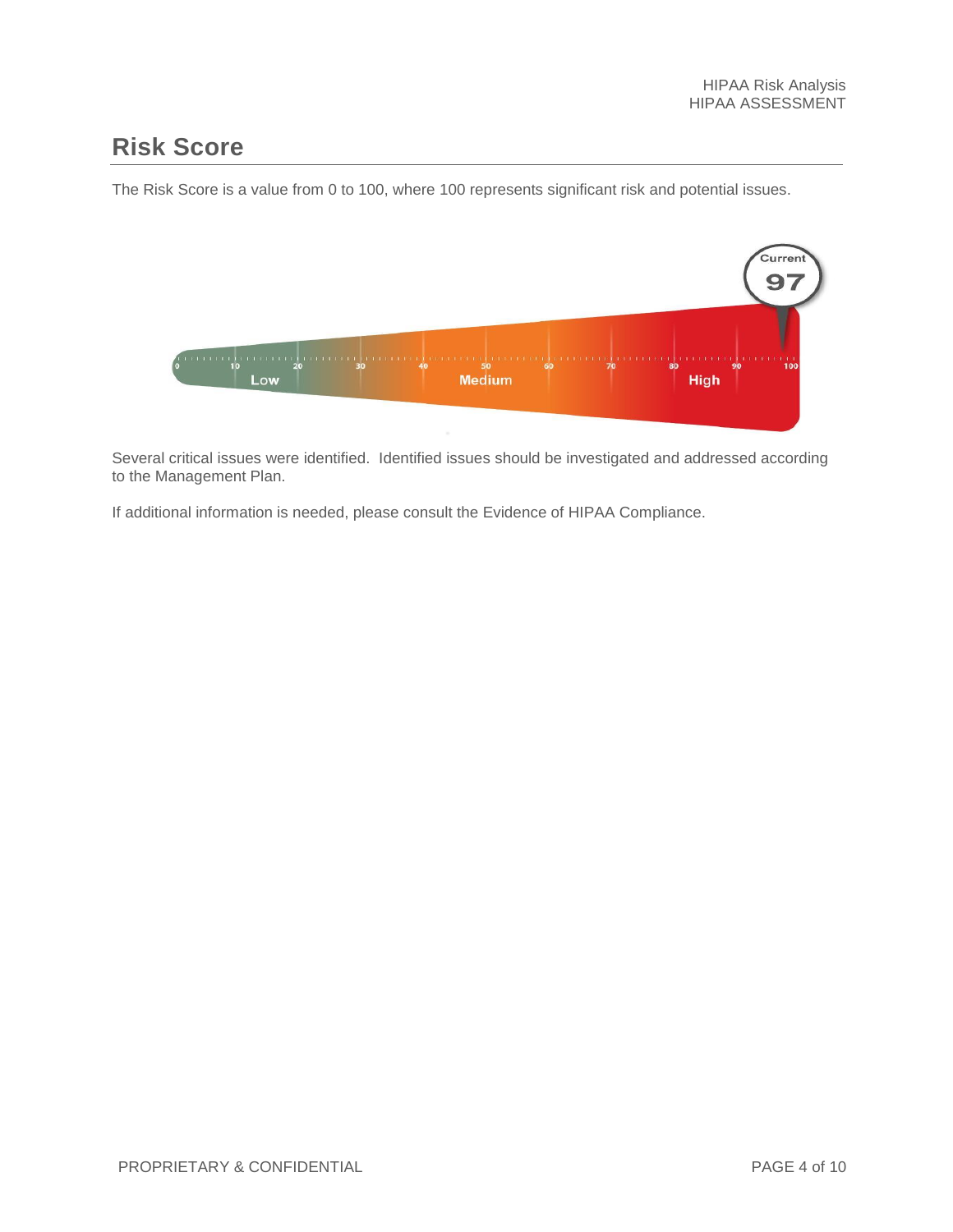## Risk Score

The Risk Score is a value from 0 to 100, where 100 represents significant risk and potential issues.

Current 97

Low · Medium · High

Several critical issues were identified. Identified issues should be investigated and addressed according to the Management Plan.

If additional information is needed, please consult the Evidence of HIPAA Compliance.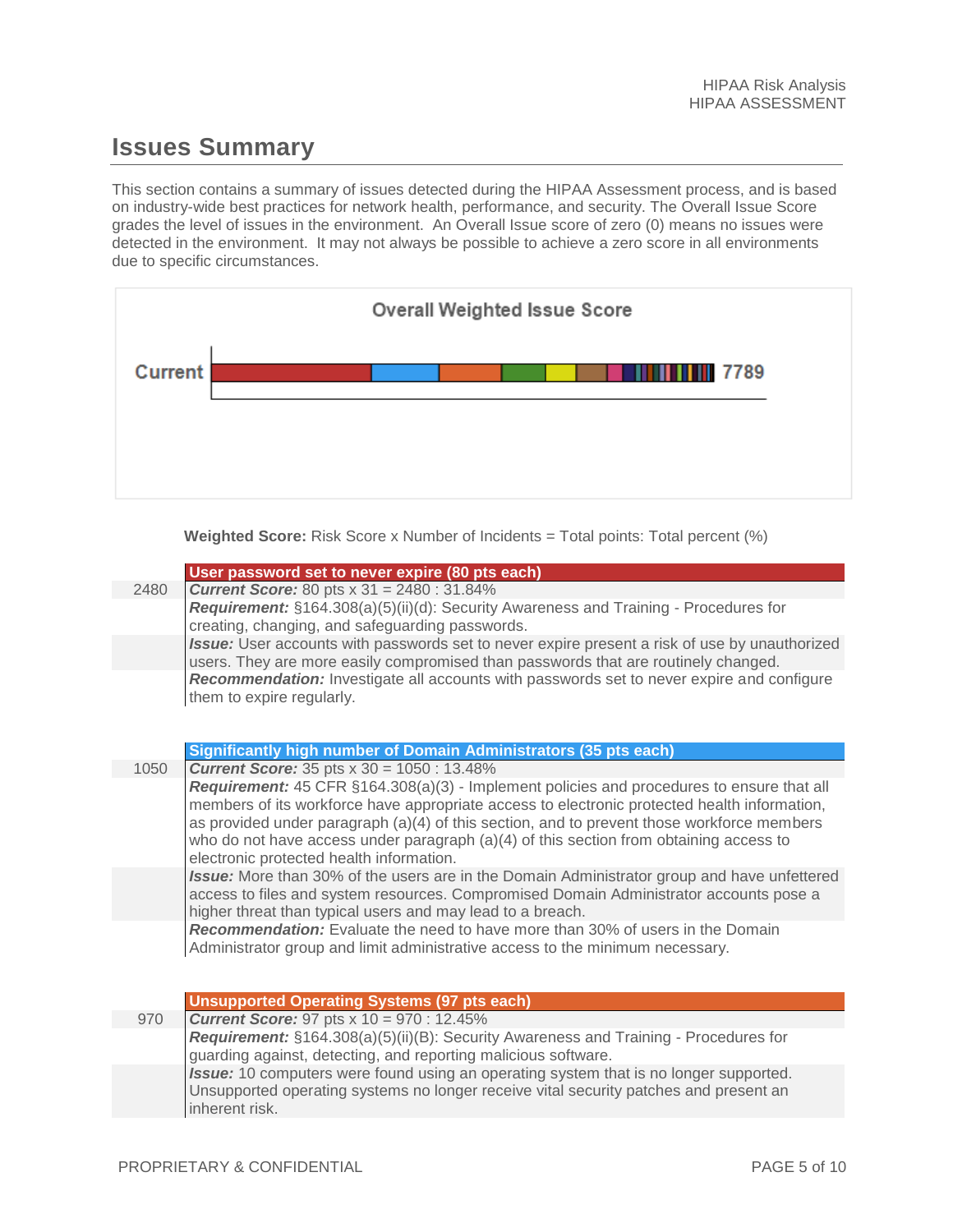## Issues Summary

This section contains a summary of issues detected during the HIPAA Assessment process, and is based on industry-wide best practices for network health, performance, and security. The Overall Issue Score grades the level of issues in the environment. An Overall Issue score of zero (0) means no issues were detected in the environment. It may not always be possible to achieve a zero score in all environments due to specific circumstances.

**Overall Weighted Issue Score**

Current: 7789

**Weighted Score:** Risk Score x Number of Incidents = Total points: Total percent (%)

### User password set to never expire (80 pts each)

2480

***Current Score:*** 80 pts x 31 = 2480 : 31.84%

***Requirement:*** §164.308(a)(5)(ii)(d): Security Awareness and Training - Procedures for creating, changing, and safeguarding passwords.

***Issue:*** User accounts with passwords set to never expire present a risk of use by unauthorized users. They are more easily compromised than passwords that are routinely changed.

***Recommendation:*** Investigate all accounts with passwords set to never expire and configure them to expire regularly.

### Significantly high number of Domain Administrators (35 pts each)

1050

***Current Score:*** 35 pts x 30 = 1050 : 13.48%

***Requirement:*** 45 CFR §164.308(a)(3) - Implement policies and procedures to ensure that all members of its workforce have appropriate access to electronic protected health information, as provided under paragraph (a)(4) of this section, and to prevent those workforce members who do not have access under paragraph (a)(4) of this section from obtaining access to electronic protected health information.

***Issue:*** More than 30% of the users are in the Domain Administrator group and have unfettered access to files and system resources. Compromised Domain Administrator accounts pose a higher threat than typical users and may lead to a breach.

***Recommendation:*** Evaluate the need to have more than 30% of users in the Domain Administrator group and limit administrative access to the minimum necessary.

### Unsupported Operating Systems (97 pts each)

970

***Current Score:*** 97 pts x 10 = 970 : 12.45%

***Requirement:*** §164.308(a)(5)(ii)(B): Security Awareness and Training - Procedures for guarding against, detecting, and reporting malicious software.

***Issue:*** 10 computers were found using an operating system that is no longer supported. Unsupported operating systems no longer receive vital security patches and present an inherent risk.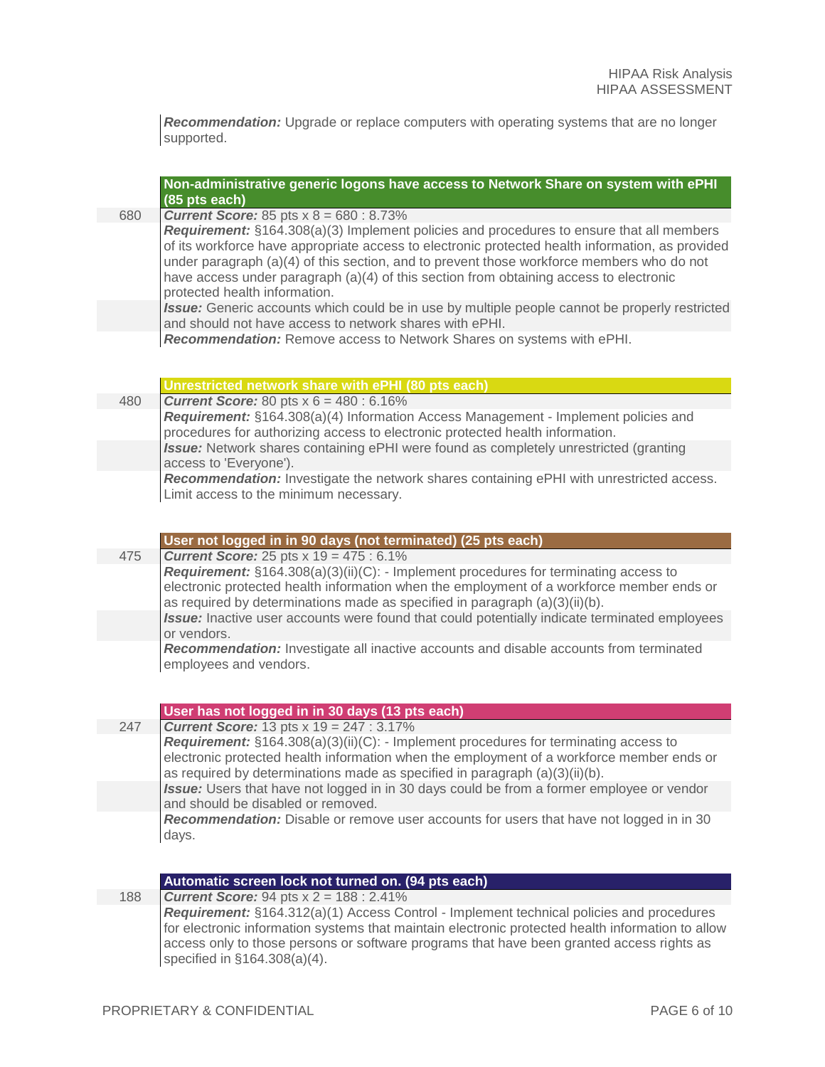**Recommendation:** Upgrade or replace computers with operating systems that are no longer supported.

### Non-administrative generic logons have access to Network Share on system with ePHI (85 pts each)

680

**Current Score:** 85 pts x 8 = 680 : 8.73%

**Requirement:** §164.308(a)(3) Implement policies and procedures to ensure that all members of its workforce have appropriate access to electronic protected health information, as provided under paragraph (a)(4) of this section, and to prevent those workforce members who do not have access under paragraph (a)(4) of this section from obtaining access to electronic protected health information.

**Issue:** Generic accounts which could be in use by multiple people cannot be properly restricted and should not have access to network shares with ePHI.

**Recommendation:** Remove access to Network Shares on systems with ePHI.

### Unrestricted network share with ePHI (80 pts each)

480

**Current Score:** 80 pts x 6 = 480 : 6.16%

**Requirement:** §164.308(a)(4) Information Access Management - Implement policies and procedures for authorizing access to electronic protected health information.

**Issue:** Network shares containing ePHI were found as completely unrestricted (granting access to 'Everyone').

**Recommendation:** Investigate the network shares containing ePHI with unrestricted access. Limit access to the minimum necessary.

### User not logged in in 90 days (not terminated) (25 pts each)

475

**Current Score:** 25 pts x 19 = 475 : 6.1%

**Requirement:** §164.308(a)(3)(ii)(C): - Implement procedures for terminating access to electronic protected health information when the employment of a workforce member ends or as required by determinations made as specified in paragraph (a)(3)(ii)(b).

**Issue:** Inactive user accounts were found that could potentially indicate terminated employees or vendors.

**Recommendation:** Investigate all inactive accounts and disable accounts from terminated employees and vendors.

### User has not logged in in 30 days (13 pts each)

247

**Current Score:** 13 pts x 19 = 247 : 3.17%

**Requirement:** §164.308(a)(3)(ii)(C): - Implement procedures for terminating access to electronic protected health information when the employment of a workforce member ends or as required by determinations made as specified in paragraph (a)(3)(ii)(b).

**Issue:** Users that have not logged in in 30 days could be from a former employee or vendor and should be disabled or removed.

**Recommendation:** Disable or remove user accounts for users that have not logged in in 30 days.

### Automatic screen lock not turned on. (94 pts each)

188

**Current Score:** 94 pts x 2 = 188 : 2.41%

**Requirement:** §164.312(a)(1) Access Control - Implement technical policies and procedures for electronic information systems that maintain electronic protected health information to allow access only to those persons or software programs that have been granted access rights as specified in §164.308(a)(4).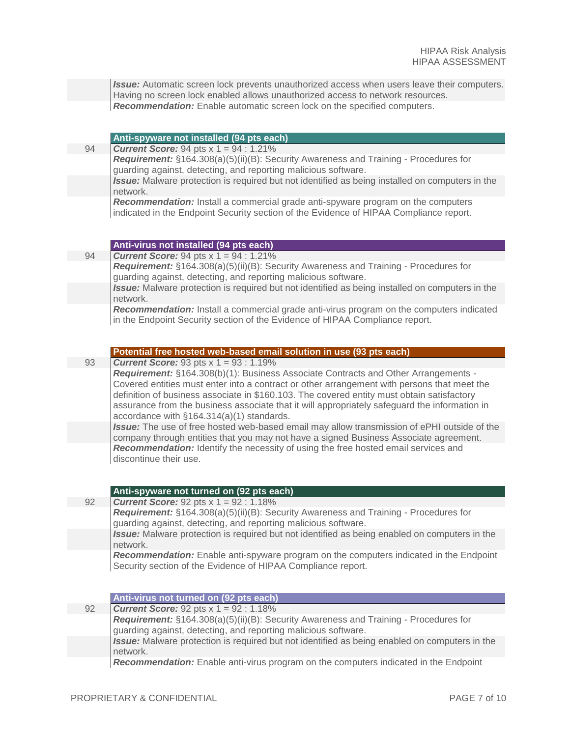***Issue:*** Automatic screen lock prevents unauthorized access when users leave their computers. Having no screen lock enabled allows unauthorized access to network resources.
***Recommendation:*** Enable automatic screen lock on the specified computers.

### Anti-spyware not installed (94 pts each)

94

***Current Score:*** 94 pts x 1 = 94 : 1.21%
***Requirement:*** §164.308(a)(5)(ii)(B): Security Awareness and Training - Procedures for guarding against, detecting, and reporting malicious software.
***Issue:*** Malware protection is required but not identified as being installed on computers in the network.
***Recommendation:*** Install a commercial grade anti-spyware program on the computers indicated in the Endpoint Security section of the Evidence of HIPAA Compliance report.

### Anti-virus not installed (94 pts each)

94

***Current Score:*** 94 pts x 1 = 94 : 1.21%
***Requirement:*** §164.308(a)(5)(ii)(B): Security Awareness and Training - Procedures for guarding against, detecting, and reporting malicious software.
***Issue:*** Malware protection is required but not identified as being installed on computers in the network.
***Recommendation:*** Install a commercial grade anti-virus program on the computers indicated in the Endpoint Security section of the Evidence of HIPAA Compliance report.

### Potential free hosted web-based email solution in use (93 pts each)

93

***Current Score:*** 93 pts x 1 = 93 : 1.19%
***Requirement:*** §164.308(b)(1): Business Associate Contracts and Other Arrangements - Covered entities must enter into a contract or other arrangement with persons that meet the definition of business associate in $160.103. The covered entity must obtain satisfactory assurance from the business associate that it will appropriately safeguard the information in accordance with §164.314(a)(1) standards.
***Issue:*** The use of free hosted web-based email may allow transmission of ePHI outside of the company through entities that you may not have a signed Business Associate agreement.
***Recommendation:*** Identify the necessity of using the free hosted email services and discontinue their use.

### Anti-spyware not turned on (92 pts each)

92

***Current Score:*** 92 pts x 1 = 92 : 1.18%
***Requirement:*** §164.308(a)(5)(ii)(B): Security Awareness and Training - Procedures for guarding against, detecting, and reporting malicious software.
***Issue:*** Malware protection is required but not identified as being enabled on computers in the network.
***Recommendation:*** Enable anti-spyware program on the computers indicated in the Endpoint Security section of the Evidence of HIPAA Compliance report.

### Anti-virus not turned on (92 pts each)

92

***Current Score:*** 92 pts x 1 = 92 : 1.18%
***Requirement:*** §164.308(a)(5)(ii)(B): Security Awareness and Training - Procedures for guarding against, detecting, and reporting malicious software.
***Issue:*** Malware protection is required but not identified as being enabled on computers in the network.
***Recommendation:*** Enable anti-virus program on the computers indicated in the Endpoint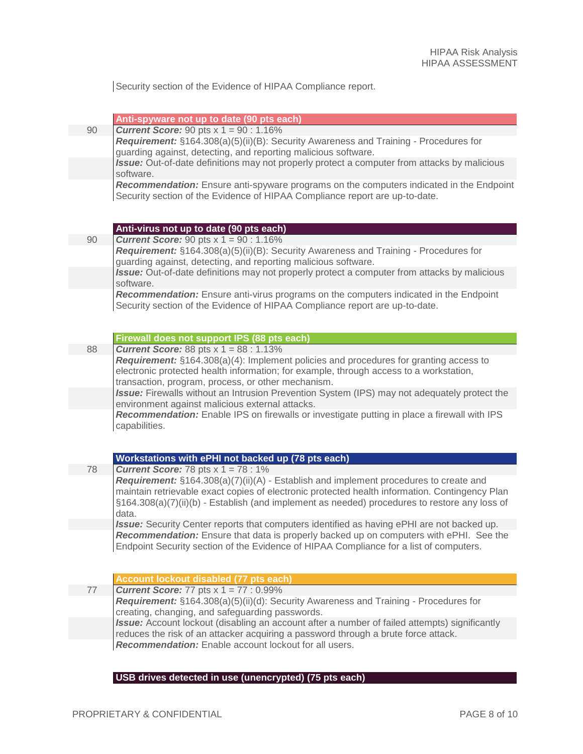Security section of the Evidence of HIPAA Compliance report.

### Anti-spyware not up to date (90 pts each)

90

***Current Score:*** 90 pts x 1 = 90 : 1.16%

***Requirement:*** §164.308(a)(5)(ii)(B): Security Awareness and Training - Procedures for guarding against, detecting, and reporting malicious software.

***Issue:*** Out-of-date definitions may not properly protect a computer from attacks by malicious software.

***Recommendation:*** Ensure anti-spyware programs on the computers indicated in the Endpoint Security section of the Evidence of HIPAA Compliance report are up-to-date.

### Anti-virus not up to date (90 pts each)

90

***Current Score:*** 90 pts x 1 = 90 : 1.16%

***Requirement:*** §164.308(a)(5)(ii)(B): Security Awareness and Training - Procedures for guarding against, detecting, and reporting malicious software.

***Issue:*** Out-of-date definitions may not properly protect a computer from attacks by malicious software.

***Recommendation:*** Ensure anti-virus programs on the computers indicated in the Endpoint Security section of the Evidence of HIPAA Compliance report are up-to-date.

### Firewall does not support IPS (88 pts each)

88

***Current Score:*** 88 pts x 1 = 88 : 1.13%

***Requirement:*** §164.308(a)(4): Implement policies and procedures for granting access to electronic protected health information; for example, through access to a workstation, transaction, program, process, or other mechanism.

***Issue:*** Firewalls without an Intrusion Prevention System (IPS) may not adequately protect the environment against malicious external attacks.

***Recommendation:*** Enable IPS on firewalls or investigate putting in place a firewall with IPS capabilities.

### Workstations with ePHI not backed up (78 pts each)

78

***Current Score:*** 78 pts x 1 = 78 : 1%

***Requirement:*** §164.308(a)(7)(ii)(A) - Establish and implement procedures to create and maintain retrievable exact copies of electronic protected health information. Contingency Plan §164.308(a)(7)(ii)(b) - Establish (and implement as needed) procedures to restore any loss of data.

***Issue:*** Security Center reports that computers identified as having ePHI are not backed up.

***Recommendation:*** Ensure that data is properly backed up on computers with ePHI. See the Endpoint Security section of the Evidence of HIPAA Compliance for a list of computers.

### Account lockout disabled (77 pts each)

77

***Current Score:*** 77 pts x 1 = 77 : 0.99%

***Requirement:*** §164.308(a)(5)(ii)(d): Security Awareness and Training - Procedures for creating, changing, and safeguarding passwords.

***Issue:*** Account lockout (disabling an account after a number of failed attempts) significantly reduces the risk of an attacker acquiring a password through a brute force attack.

***Recommendation:*** Enable account lockout for all users.

### USB drives detected in use (unencrypted) (75 pts each)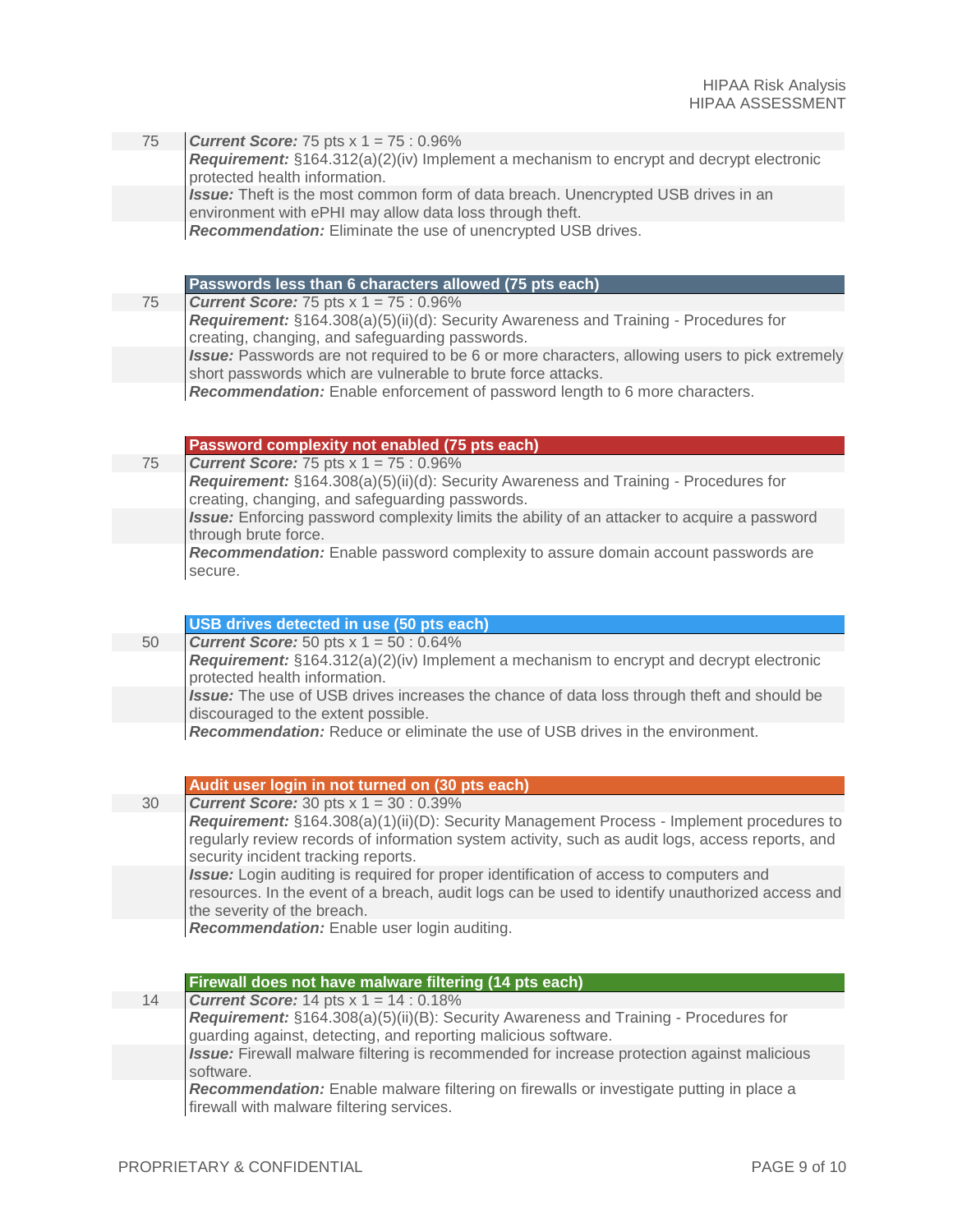| | |
|---|---|
| 75 | ***Current Score:*** 75 pts x 1 = 75 : 0.96% |
| | ***Requirement:*** §164.312(a)(2)(iv) Implement a mechanism to encrypt and decrypt electronic protected health information. |
| | ***Issue:*** Theft is the most common form of data breach. Unencrypted USB drives in an environment with ePHI may allow data loss through theft. |
| | ***Recommendation:*** Eliminate the use of unencrypted USB drives. |

### Passwords less than 6 characters allowed (75 pts each)

| | |
|---|---|
| 75 | ***Current Score:*** 75 pts x 1 = 75 : 0.96% |
| | ***Requirement:*** §164.308(a)(5)(ii)(d): Security Awareness and Training - Procedures for creating, changing, and safeguarding passwords. |
| | ***Issue:*** Passwords are not required to be 6 or more characters, allowing users to pick extremely short passwords which are vulnerable to brute force attacks. |
| | ***Recommendation:*** Enable enforcement of password length to 6 more characters. |

### Password complexity not enabled (75 pts each)

| | |
|---|---|
| 75 | ***Current Score:*** 75 pts x 1 = 75 : 0.96% |
| | ***Requirement:*** §164.308(a)(5)(ii)(d): Security Awareness and Training - Procedures for creating, changing, and safeguarding passwords. |
| | ***Issue:*** Enforcing password complexity limits the ability of an attacker to acquire a password through brute force. |
| | ***Recommendation:*** Enable password complexity to assure domain account passwords are secure. |

### USB drives detected in use (50 pts each)

| | |
|---|---|
| 50 | ***Current Score:*** 50 pts x 1 = 50 : 0.64% |
| | ***Requirement:*** §164.312(a)(2)(iv) Implement a mechanism to encrypt and decrypt electronic protected health information. |
| | ***Issue:*** The use of USB drives increases the chance of data loss through theft and should be discouraged to the extent possible. |
| | ***Recommendation:*** Reduce or eliminate the use of USB drives in the environment. |

### Audit user login in not turned on (30 pts each)

| | |
|---|---|
| 30 | ***Current Score:*** 30 pts x 1 = 30 : 0.39% |
| | ***Requirement:*** §164.308(a)(1)(ii)(D): Security Management Process - Implement procedures to regularly review records of information system activity, such as audit logs, access reports, and security incident tracking reports. |
| | ***Issue:*** Login auditing is required for proper identification of access to computers and resources. In the event of a breach, audit logs can be used to identify unauthorized access and the severity of the breach. |
| | ***Recommendation:*** Enable user login auditing. |

### Firewall does not have malware filtering (14 pts each)

| | |
|---|---|
| 14 | ***Current Score:*** 14 pts x 1 = 14 : 0.18% |
| | ***Requirement:*** §164.308(a)(5)(ii)(B): Security Awareness and Training - Procedures for guarding against, detecting, and reporting malicious software. |
| | ***Issue:*** Firewall malware filtering is recommended for increase protection against malicious software. |
| | ***Recommendation:*** Enable malware filtering on firewalls or investigate putting in place a firewall with malware filtering services. |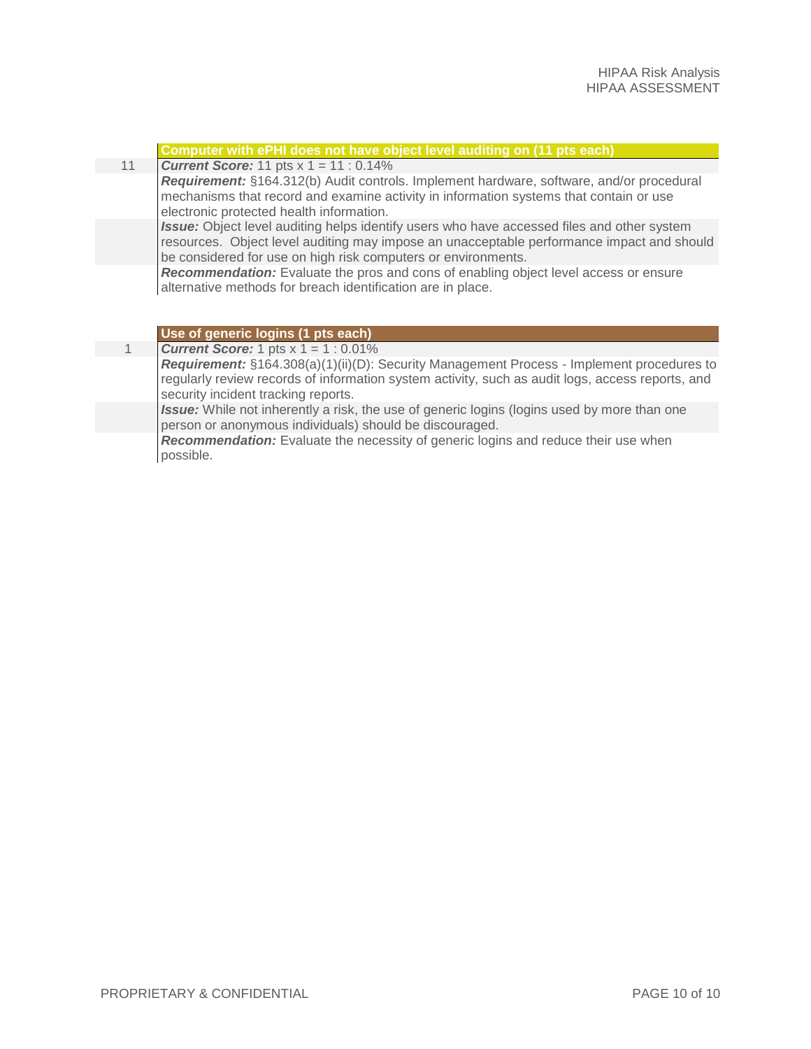| | Computer with ePHI does not have object level auditing on (11 pts each) |
|---|---|
| 11 | ***Current Score:*** 11 pts x 1 = 11 : 0.14% |
| | ***Requirement:*** §164.312(b) Audit controls. Implement hardware, software, and/or procedural mechanisms that record and examine activity in information systems that contain or use electronic protected health information. |
| | ***Issue:*** Object level auditing helps identify users who have accessed files and other system resources. Object level auditing may impose an unacceptable performance impact and should be considered for use on high risk computers or environments. |
| | ***Recommendation:*** Evaluate the pros and cons of enabling object level access or ensure alternative methods for breach identification are in place. |

| | Use of generic logins (1 pts each) |
|---|---|
| 1 | ***Current Score:*** 1 pts x 1 = 1 : 0.01% |
| | ***Requirement:*** §164.308(a)(1)(ii)(D): Security Management Process - Implement procedures to regularly review records of information system activity, such as audit logs, access reports, and security incident tracking reports. |
| | ***Issue:*** While not inherently a risk, the use of generic logins (logins used by more than one person or anonymous individuals) should be discouraged. |
| | ***Recommendation:*** Evaluate the necessity of generic logins and reduce their use when possible. |